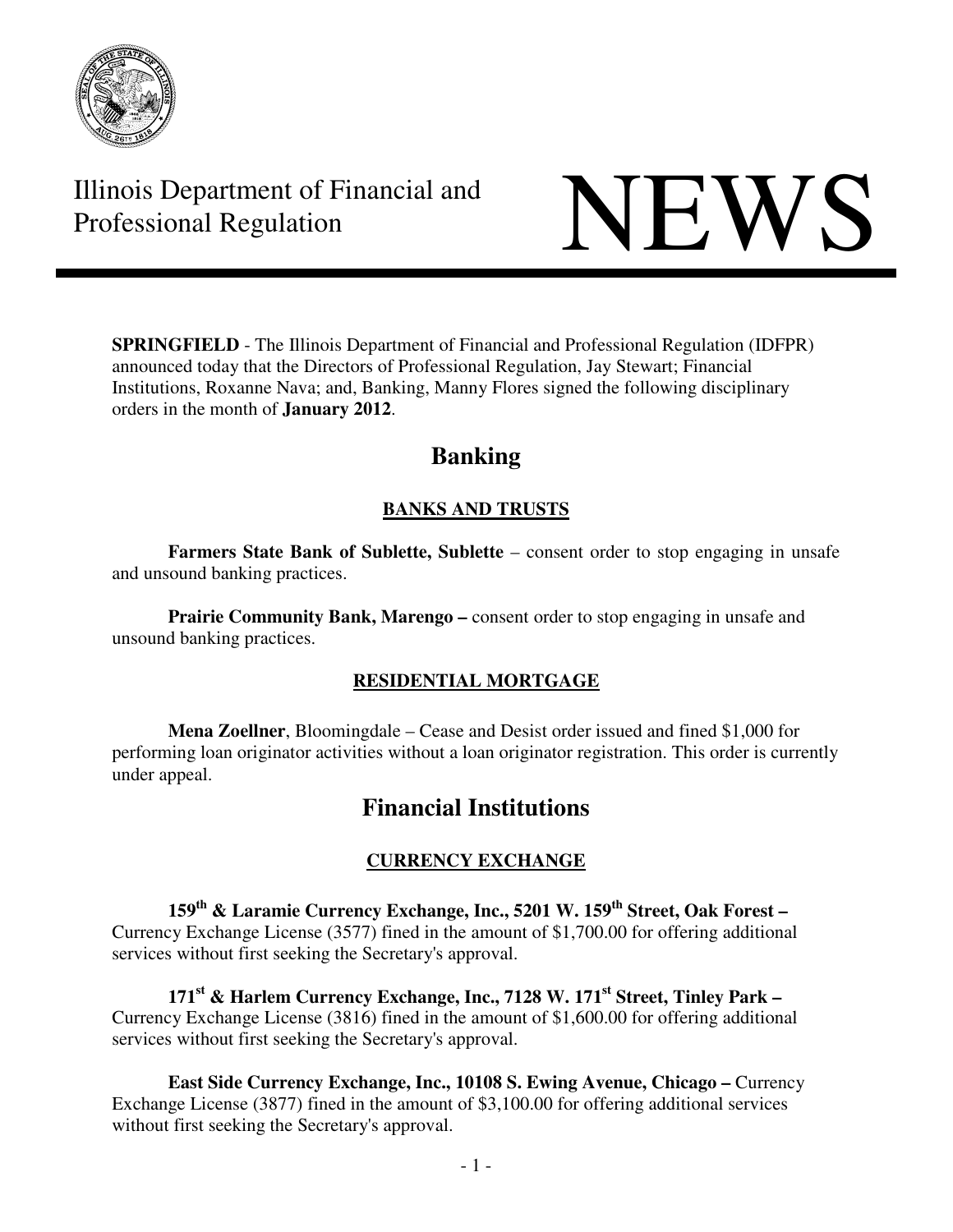Illinois Department of Financial and Professional Regulation

# NEWS

**SPRINGFIELD** - The Illinois Department of Financial and Professional Regulation (IDFPR) announced today that the Directors of Professional Regulation, Jay Stewart; Financial Institutions, Roxanne Nava; and, Banking, Manny Flores signed the following disciplinary orders in the month of **January 2012**.

## Banking

### BANKS AND TRUSTS

**Farmers State Bank of Sublette, Sublette** – consent order to stop engaging in unsafe and unsound banking practices.

**Prairie Community Bank, Marengo –** consent order to stop engaging in unsafe and unsound banking practices.

### RESIDENTIAL MORTGAGE

**Mena Zoellner**, Bloomingdale – Cease and Desist order issued and fined $1,000 for performing loan originator activities without a loan originator registration. This order is currently under appeal.

## Financial Institutions

### CURRENCY EXCHANGE

**159th & Laramie Currency Exchange, Inc., 5201 W. 159th Street, Oak Forest –** Currency Exchange License (3577) fined in the amount of $1,700.00 for offering additional services without first seeking the Secretary's approval.

**171st & Harlem Currency Exchange, Inc., 7128 W. 171st Street, Tinley Park –** Currency Exchange License (3816) fined in the amount of $1,600.00 for offering additional services without first seeking the Secretary's approval.

**East Side Currency Exchange, Inc., 10108 S. Ewing Avenue, Chicago –** Currency Exchange License (3877) fined in the amount of $3,100.00 for offering additional services without first seeking the Secretary's approval.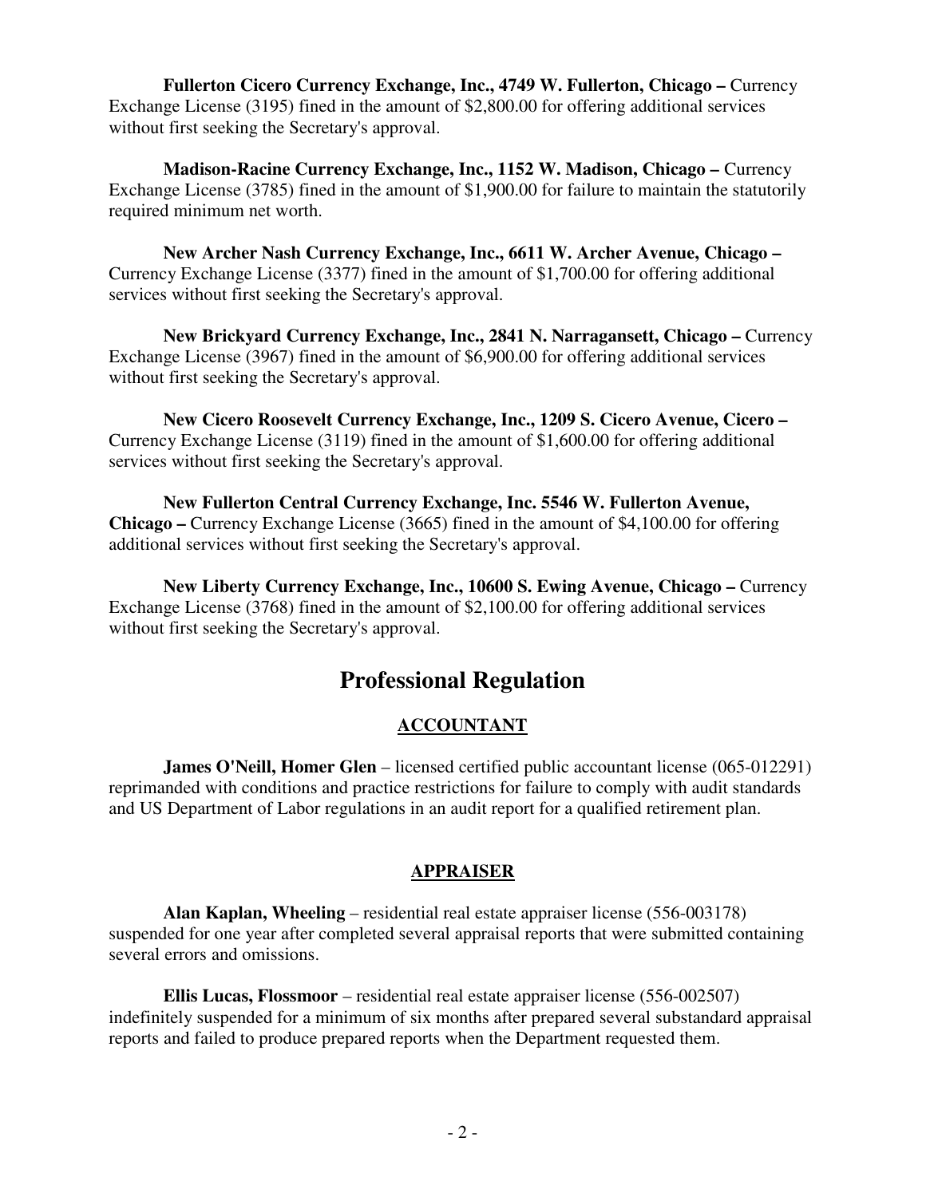**Fullerton Cicero Currency Exchange, Inc., 4749 W. Fullerton, Chicago –** Currency Exchange License (3195) fined in the amount of $2,800.00 for offering additional services without first seeking the Secretary's approval.

**Madison-Racine Currency Exchange, Inc., 1152 W. Madison, Chicago –** Currency Exchange License (3785) fined in the amount of $1,900.00 for failure to maintain the statutorily required minimum net worth.

**New Archer Nash Currency Exchange, Inc., 6611 W. Archer Avenue, Chicago –** Currency Exchange License (3377) fined in the amount of $1,700.00 for offering additional services without first seeking the Secretary's approval.

**New Brickyard Currency Exchange, Inc., 2841 N. Narragansett, Chicago –** Currency Exchange License (3967) fined in the amount of $6,900.00 for offering additional services without first seeking the Secretary's approval.

**New Cicero Roosevelt Currency Exchange, Inc., 1209 S. Cicero Avenue, Cicero –** Currency Exchange License (3119) fined in the amount of $1,600.00 for offering additional services without first seeking the Secretary's approval.

**New Fullerton Central Currency Exchange, Inc. 5546 W. Fullerton Avenue, Chicago –** Currency Exchange License (3665) fined in the amount of $4,100.00 for offering additional services without first seeking the Secretary's approval.

**New Liberty Currency Exchange, Inc., 10600 S. Ewing Avenue, Chicago –** Currency Exchange License (3768) fined in the amount of $2,100.00 for offering additional services without first seeking the Secretary's approval.

# Professional Regulation

## ACCOUNTANT

**James O'Neill, Homer Glen** – licensed certified public accountant license (065-012291) reprimanded with conditions and practice restrictions for failure to comply with audit standards and US Department of Labor regulations in an audit report for a qualified retirement plan.

## APPRAISER

**Alan Kaplan, Wheeling** – residential real estate appraiser license (556-003178) suspended for one year after completed several appraisal reports that were submitted containing several errors and omissions.

**Ellis Lucas, Flossmoor** – residential real estate appraiser license (556-002507) indefinitely suspended for a minimum of six months after prepared several substandard appraisal reports and failed to produce prepared reports when the Department requested them.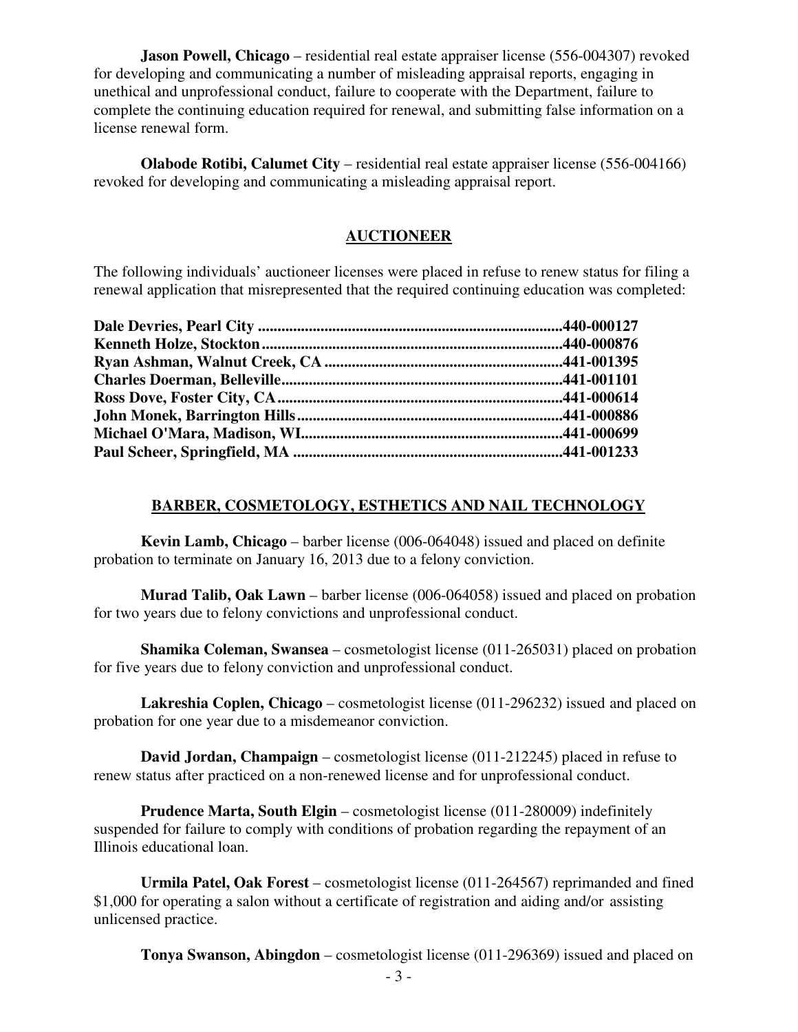**Jason Powell, Chicago** – residential real estate appraiser license (556-004307) revoked for developing and communicating a number of misleading appraisal reports, engaging in unethical and unprofessional conduct, failure to cooperate with the Department, failure to complete the continuing education required for renewal, and submitting false information on a license renewal form.

**Olabode Rotibi, Calumet City** – residential real estate appraiser license (556-004166) revoked for developing and communicating a misleading appraisal report.

## AUCTIONEER

The following individuals' auctioneer licenses were placed in refuse to renew status for filing a renewal application that misrepresented that the required continuing education was completed:

**Dale Devries, Pearl City ............................................................................440-000127**
**Kenneth Holze, Stockton............................................................................440-000876**
**Ryan Ashman, Walnut Creek, CA ............................................................441-001395**
**Charles Doerman, Belleville.......................................................................441-001101**
**Ross Dove, Foster City, CA........................................................................441-000614**
**John Monek, Barrington Hills...................................................................441-000886**
**Michael O'Mara, Madison, WI..................................................................441-000699**
**Paul Scheer, Springfield, MA ....................................................................441-001233**

## BARBER, COSMETOLOGY, ESTHETICS AND NAIL TECHNOLOGY

**Kevin Lamb, Chicago** – barber license (006-064048) issued and placed on definite probation to terminate on January 16, 2013 due to a felony conviction.

**Murad Talib, Oak Lawn** – barber license (006-064058) issued and placed on probation for two years due to felony convictions and unprofessional conduct.

**Shamika Coleman, Swansea** – cosmetologist license (011-265031) placed on probation for five years due to felony conviction and unprofessional conduct.

**Lakreshia Coplen, Chicago** – cosmetologist license (011-296232) issued and placed on probation for one year due to a misdemeanor conviction.

**David Jordan, Champaign** – cosmetologist license (011-212245) placed in refuse to renew status after practiced on a non-renewed license and for unprofessional conduct.

**Prudence Marta, South Elgin** – cosmetologist license (011-280009) indefinitely suspended for failure to comply with conditions of probation regarding the repayment of an Illinois educational loan.

**Urmila Patel, Oak Forest** – cosmetologist license (011-264567) reprimanded and fined $1,000 for operating a salon without a certificate of registration and aiding and/or assisting unlicensed practice.

**Tonya Swanson, Abingdon** – cosmetologist license (011-296369) issued and placed on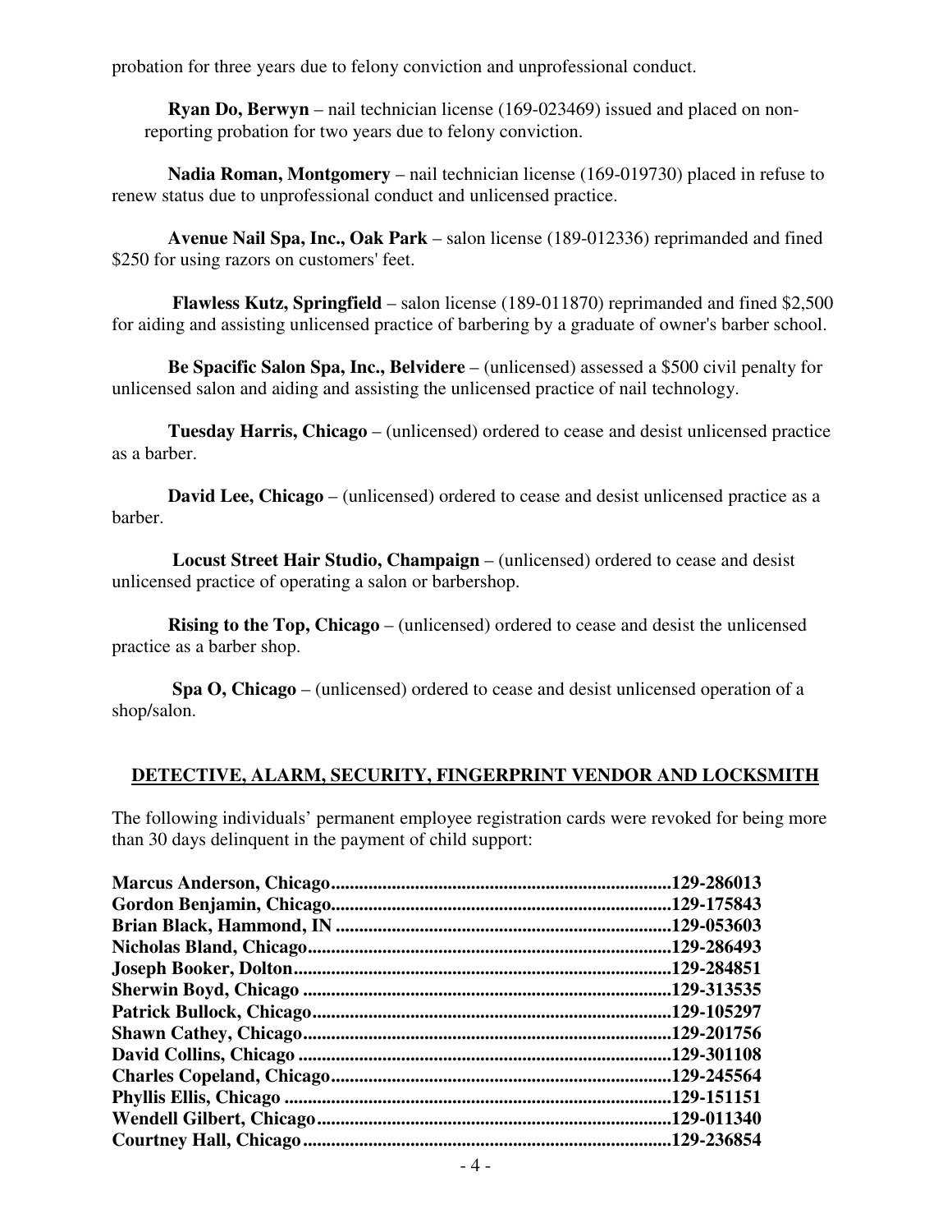probation for three years due to felony conviction and unprofessional conduct.

**Ryan Do, Berwyn** – nail technician license (169-023469) issued and placed on non-reporting probation for two years due to felony conviction.

**Nadia Roman, Montgomery** – nail technician license (169-019730) placed in refuse to renew status due to unprofessional conduct and unlicensed practice.

**Avenue Nail Spa, Inc., Oak Park** – salon license (189-012336) reprimanded and fined $250 for using razors on customers' feet.

**Flawless Kutz, Springfield** – salon license (189-011870) reprimanded and fined $2,500 for aiding and assisting unlicensed practice of barbering by a graduate of owner's barber school.

**Be Spacific Salon Spa, Inc., Belvidere** – (unlicensed) assessed a $500 civil penalty for unlicensed salon and aiding and assisting the unlicensed practice of nail technology.

**Tuesday Harris, Chicago** – (unlicensed) ordered to cease and desist unlicensed practice as a barber.

**David Lee, Chicago** – (unlicensed) ordered to cease and desist unlicensed practice as a barber.

**Locust Street Hair Studio, Champaign** – (unlicensed) ordered to cease and desist unlicensed practice of operating a salon or barbershop.

**Rising to the Top, Chicago** – (unlicensed) ordered to cease and desist the unlicensed practice as a barber shop.

**Spa O, Chicago** – (unlicensed) ordered to cease and desist unlicensed operation of a shop/salon.

## DETECTIVE, ALARM, SECURITY, FINGERPRINT VENDOR AND LOCKSMITH

The following individuals' permanent employee registration cards were revoked for being more than 30 days delinquent in the payment of child support:

**Marcus Anderson, Chicago........................................................................129-286013**
**Gordon Benjamin, Chicago........................................................................129-175843**
**Brian Black, Hammond, IN .......................................................................129-053603**
**Nicholas Bland, Chicago.............................................................................129-286493**
**Joseph Booker, Dolton................................................................................129-284851**
**Sherwin Boyd, Chicago ..............................................................................129-313535**
**Patrick Bullock, Chicago............................................................................129-105297**
**Shawn Cathey, Chicago..............................................................................129-201756**
**David Collins, Chicago ...............................................................................129-301108**
**Charles Copeland, Chicago........................................................................129-245564**
**Phyllis Ellis, Chicago ..................................................................................129-151151**
**Wendell Gilbert, Chicago...........................................................................129-011340**
**Courtney Hall, Chicago.............................................................................129-236854**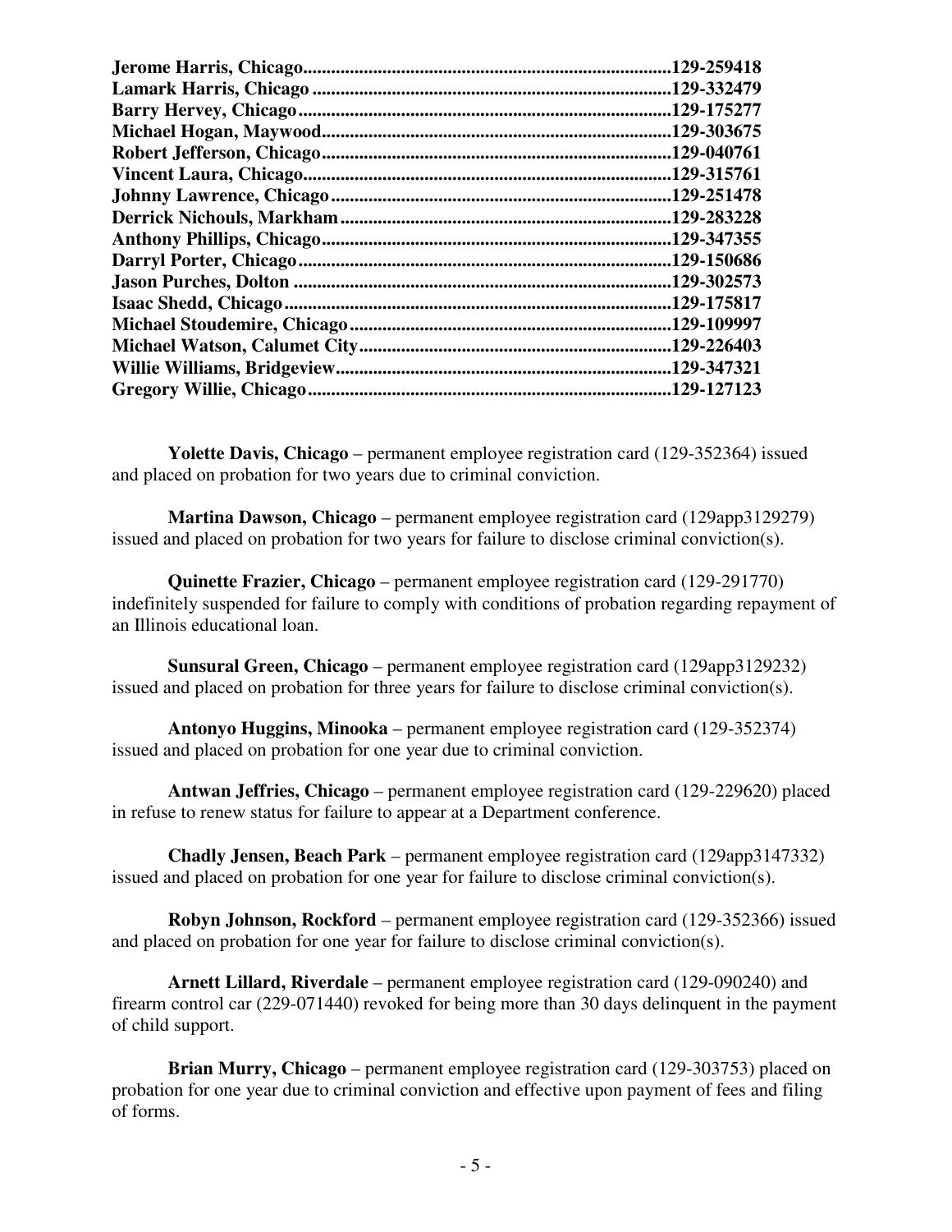**Jerome Harris, Chicago..............................................................................129-259418**
**Lamark Harris, Chicago ..............................................................................129-332479**
**Barry Hervey, Chicago................................................................................129-175277**
**Michael Hogan, Maywood...........................................................................129-303675**
**Robert Jefferson, Chicago...........................................................................129-040761**
**Vincent Laura, Chicago...............................................................................129-315761**
**Johnny Lawrence, Chicago.........................................................................129-251478**
**Derrick Nichouls, Markham.......................................................................129-283228**
**Anthony Phillips, Chicago..........................................................................129-347355**
**Darryl Porter, Chicago................................................................................129-150686**
**Jason Purches, Dolton ................................................................................129-302573**
**Isaac Shedd, Chicago...................................................................................129-175817**
**Michael Stoudemire, Chicago.....................................................................129-109997**
**Michael Watson, Calumet City..................................................................129-226403**
**Willie Williams, Bridgeview.......................................................................129-347321**
**Gregory Willie, Chicago..............................................................................129-127123**

**Yolette Davis, Chicago** – permanent employee registration card (129-352364) issued and placed on probation for two years due to criminal conviction.

**Martina Dawson, Chicago** – permanent employee registration card (129app3129279) issued and placed on probation for two years for failure to disclose criminal conviction(s).

**Quinette Frazier, Chicago** – permanent employee registration card (129-291770) indefinitely suspended for failure to comply with conditions of probation regarding repayment of an Illinois educational loan.

**Sunsural Green, Chicago** – permanent employee registration card (129app3129232) issued and placed on probation for three years for failure to disclose criminal conviction(s).

**Antonyo Huggins, Minooka** – permanent employee registration card (129-352374) issued and placed on probation for one year due to criminal conviction.

**Antwan Jeffries, Chicago** – permanent employee registration card (129-229620) placed in refuse to renew status for failure to appear at a Department conference.

**Chadly Jensen, Beach Park** – permanent employee registration card (129app3147332) issued and placed on probation for one year for failure to disclose criminal conviction(s).

**Robyn Johnson, Rockford** – permanent employee registration card (129-352366) issued and placed on probation for one year for failure to disclose criminal conviction(s).

**Arnett Lillard, Riverdale** – permanent employee registration card (129-090240) and firearm control car (229-071440) revoked for being more than 30 days delinquent in the payment of child support.

**Brian Murry, Chicago** – permanent employee registration card (129-303753) placed on probation for one year due to criminal conviction and effective upon payment of fees and filing of forms.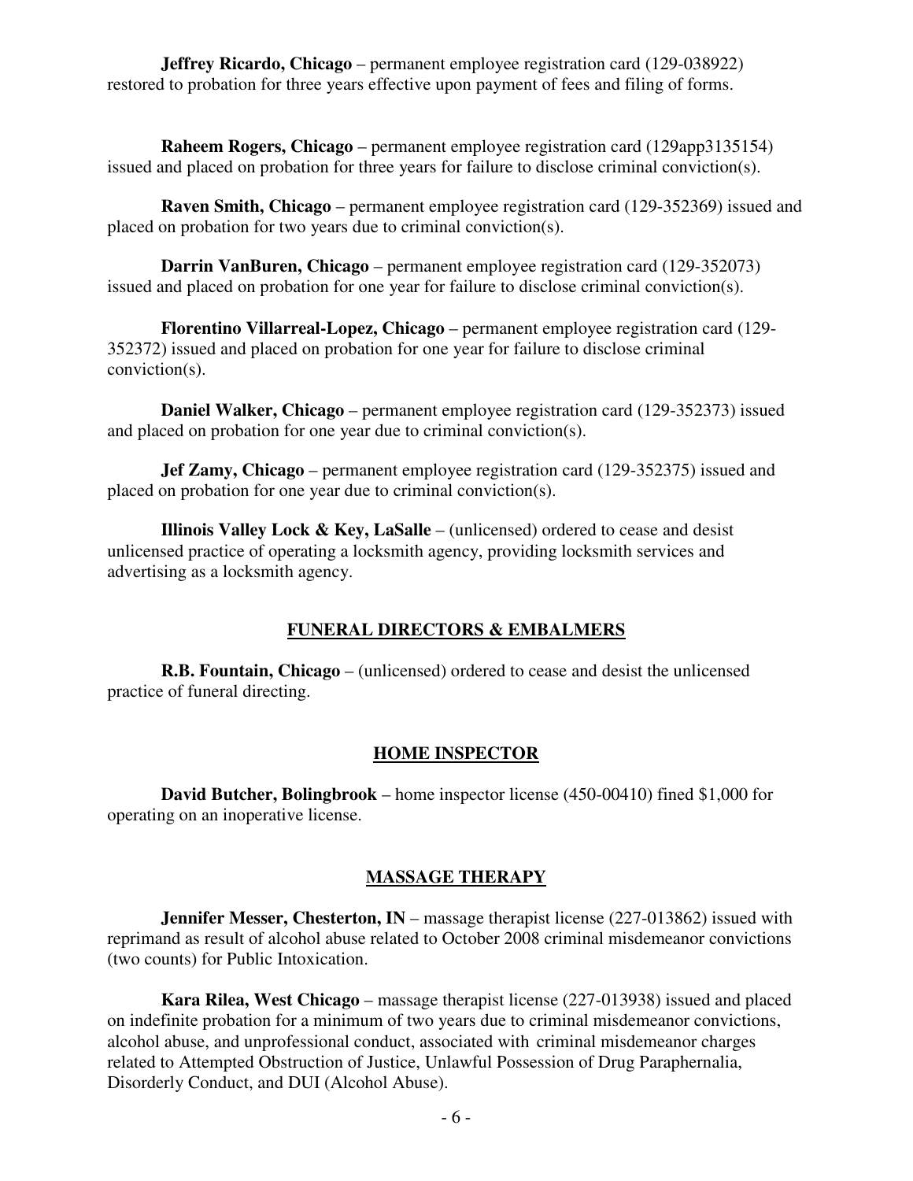**Jeffrey Ricardo, Chicago** – permanent employee registration card (129-038922) restored to probation for three years effective upon payment of fees and filing of forms.

**Raheem Rogers, Chicago** – permanent employee registration card (129app3135154) issued and placed on probation for three years for failure to disclose criminal conviction(s).

**Raven Smith, Chicago** – permanent employee registration card (129-352369) issued and placed on probation for two years due to criminal conviction(s).

**Darrin VanBuren, Chicago** – permanent employee registration card (129-352073) issued and placed on probation for one year for failure to disclose criminal conviction(s).

**Florentino Villarreal-Lopez, Chicago** – permanent employee registration card (129-352372) issued and placed on probation for one year for failure to disclose criminal conviction(s).

**Daniel Walker, Chicago** – permanent employee registration card (129-352373) issued and placed on probation for one year due to criminal conviction(s).

**Jef Zamy, Chicago** – permanent employee registration card (129-352375) issued and placed on probation for one year due to criminal conviction(s).

**Illinois Valley Lock & Key, LaSalle** – (unlicensed) ordered to cease and desist unlicensed practice of operating a locksmith agency, providing locksmith services and advertising as a locksmith agency.

## FUNERAL DIRECTORS & EMBALMERS

**R.B. Fountain, Chicago** – (unlicensed) ordered to cease and desist the unlicensed practice of funeral directing.

## HOME INSPECTOR

**David Butcher, Bolingbrook** – home inspector license (450-00410) fined $1,000 for operating on an inoperative license.

## MASSAGE THERAPY

**Jennifer Messer, Chesterton, IN** – massage therapist license (227-013862) issued with reprimand as result of alcohol abuse related to October 2008 criminal misdemeanor convictions (two counts) for Public Intoxication.

**Kara Rilea, West Chicago** – massage therapist license (227-013938) issued and placed on indefinite probation for a minimum of two years due to criminal misdemeanor convictions, alcohol abuse, and unprofessional conduct, associated with criminal misdemeanor charges related to Attempted Obstruction of Justice, Unlawful Possession of Drug Paraphernalia, Disorderly Conduct, and DUI (Alcohol Abuse).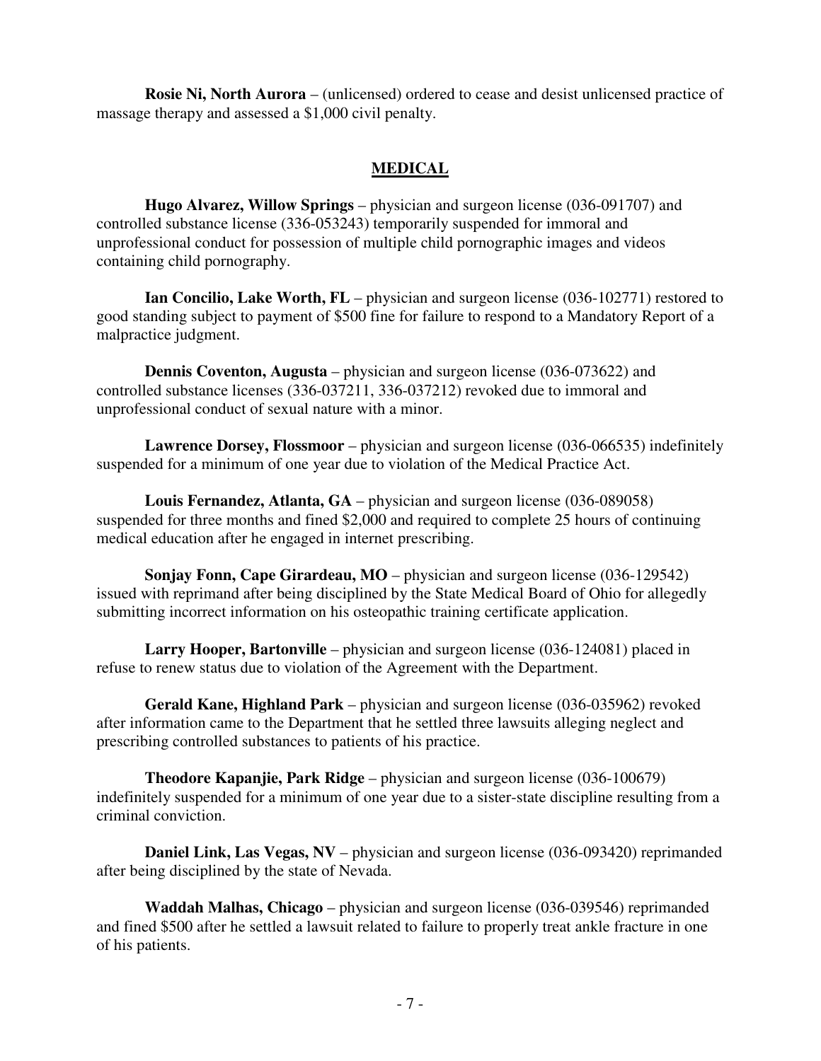**Rosie Ni, North Aurora** – (unlicensed) ordered to cease and desist unlicensed practice of massage therapy and assessed a $1,000 civil penalty.

## MEDICAL

**Hugo Alvarez, Willow Springs** – physician and surgeon license (036-091707) and controlled substance license (336-053243) temporarily suspended for immoral and unprofessional conduct for possession of multiple child pornographic images and videos containing child pornography.

**Ian Concilio, Lake Worth, FL** – physician and surgeon license (036-102771) restored to good standing subject to payment of $500 fine for failure to respond to a Mandatory Report of a malpractice judgment.

**Dennis Coventon, Augusta** – physician and surgeon license (036-073622) and controlled substance licenses (336-037211, 336-037212) revoked due to immoral and unprofessional conduct of sexual nature with a minor.

**Lawrence Dorsey, Flossmoor** – physician and surgeon license (036-066535) indefinitely suspended for a minimum of one year due to violation of the Medical Practice Act.

**Louis Fernandez, Atlanta, GA** – physician and surgeon license (036-089058) suspended for three months and fined $2,000 and required to complete 25 hours of continuing medical education after he engaged in internet prescribing.

**Sonjay Fonn, Cape Girardeau, MO** – physician and surgeon license (036-129542) issued with reprimand after being disciplined by the State Medical Board of Ohio for allegedly submitting incorrect information on his osteopathic training certificate application.

**Larry Hooper, Bartonville** – physician and surgeon license (036-124081) placed in refuse to renew status due to violation of the Agreement with the Department.

**Gerald Kane, Highland Park** – physician and surgeon license (036-035962) revoked after information came to the Department that he settled three lawsuits alleging neglect and prescribing controlled substances to patients of his practice.

**Theodore Kapanjie, Park Ridge** – physician and surgeon license (036-100679) indefinitely suspended for a minimum of one year due to a sister-state discipline resulting from a criminal conviction.

**Daniel Link, Las Vegas, NV** – physician and surgeon license (036-093420) reprimanded after being disciplined by the state of Nevada.

**Waddah Malhas, Chicago** – physician and surgeon license (036-039546) reprimanded and fined $500 after he settled a lawsuit related to failure to properly treat ankle fracture in one of his patients.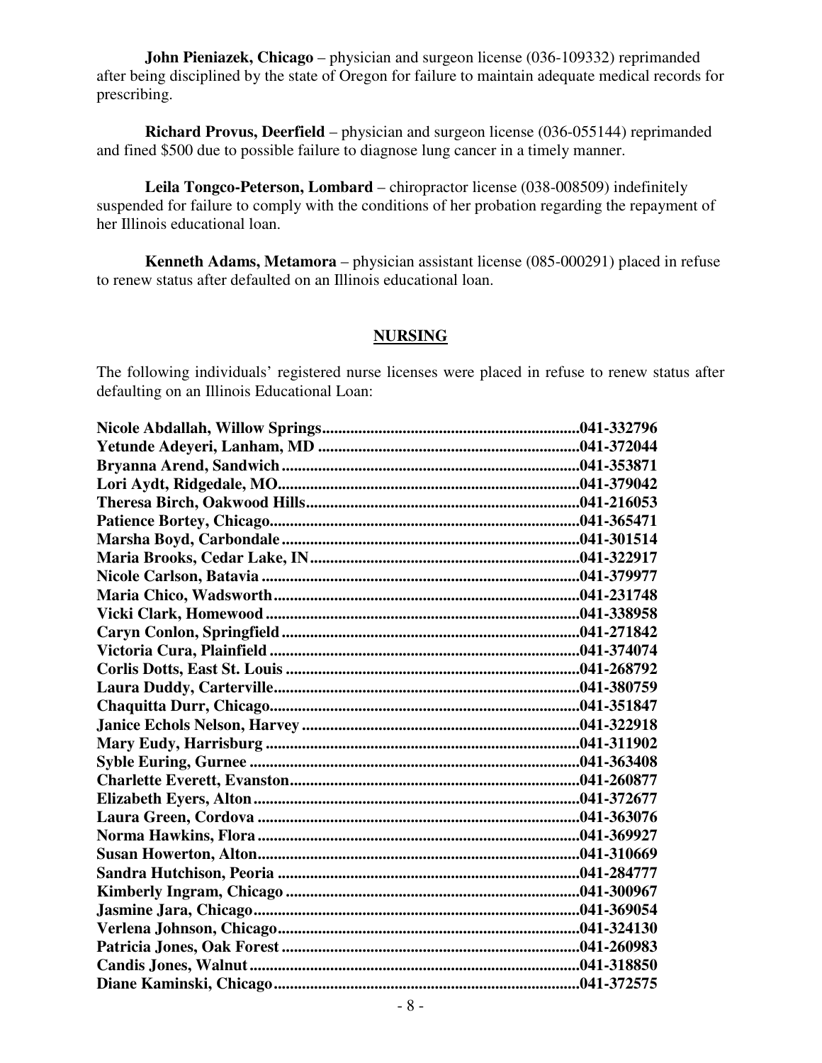**John Pieniazek, Chicago** – physician and surgeon license (036-109332) reprimanded after being disciplined by the state of Oregon for failure to maintain adequate medical records for prescribing.

**Richard Provus, Deerfield** – physician and surgeon license (036-055144) reprimanded and fined $500 due to possible failure to diagnose lung cancer in a timely manner.

**Leila Tongco-Peterson, Lombard** – chiropractor license (038-008509) indefinitely suspended for failure to comply with the conditions of her probation regarding the repayment of her Illinois educational loan.

**Kenneth Adams, Metamora** – physician assistant license (085-000291) placed in refuse to renew status after defaulted on an Illinois educational loan.

## NURSING

The following individuals' registered nurse licenses were placed in refuse to renew status after defaulting on an Illinois Educational Loan:

**Nicole Abdallah, Willow Springs................................................................041-332796**
**Yetunde Adeyeri, Lanham, MD ................................................................041-372044**
**Bryanna Arend, Sandwich.........................................................................041-353871**
**Lori Aydt, Ridgedale, MO..........................................................................041-379042**
**Theresa Birch, Oakwood Hills...................................................................041-216053**
**Patience Bortey, Chicago............................................................................041-365471**
**Marsha Boyd, Carbondale..........................................................................041-301514**
**Maria Brooks, Cedar Lake, IN..................................................................041-322917**
**Nicole Carlson, Batavia ..............................................................................041-379977**
**Maria Chico, Wadsworth...........................................................................041-231748**
**Vicki Clark, Homewood .............................................................................041-338958**
**Caryn Conlon, Springfield..........................................................................041-271842**
**Victoria Cura, Plainfield ............................................................................041-374074**
**Corlis Dotts, East St. Louis .........................................................................041-268792**
**Laura Duddy, Carterville...........................................................................041-380759**
**Chaquitta Durr, Chicago............................................................................041-351847**
**Janice Echols Nelson, Harvey ....................................................................041-322918**
**Mary Eudy, Harrisburg .............................................................................041-311902**
**Syble Euring, Gurnee .................................................................................041-363408**
**Charlette Everett, Evanston.......................................................................041-260877**
**Elizabeth Eyers, Alton................................................................................041-372677**
**Laura Green, Cordova ...............................................................................041-363076**
**Norma Hawkins, Flora ...............................................................................041-369927**
**Susan Howerton, Alton...............................................................................041-310669**
**Sandra Hutchison, Peoria ..........................................................................041-284777**
**Kimberly Ingram, Chicago ........................................................................041-300967**
**Jasmine Jara, Chicago.................................................................................041-369054**
**Verlena Johnson, Chicago..........................................................................041-324130**
**Patricia Jones, Oak Forest .........................................................................041-260983**
**Candis Jones, Walnut..................................................................................041-318850**
**Diane Kaminski, Chicago...........................................................................041-372575**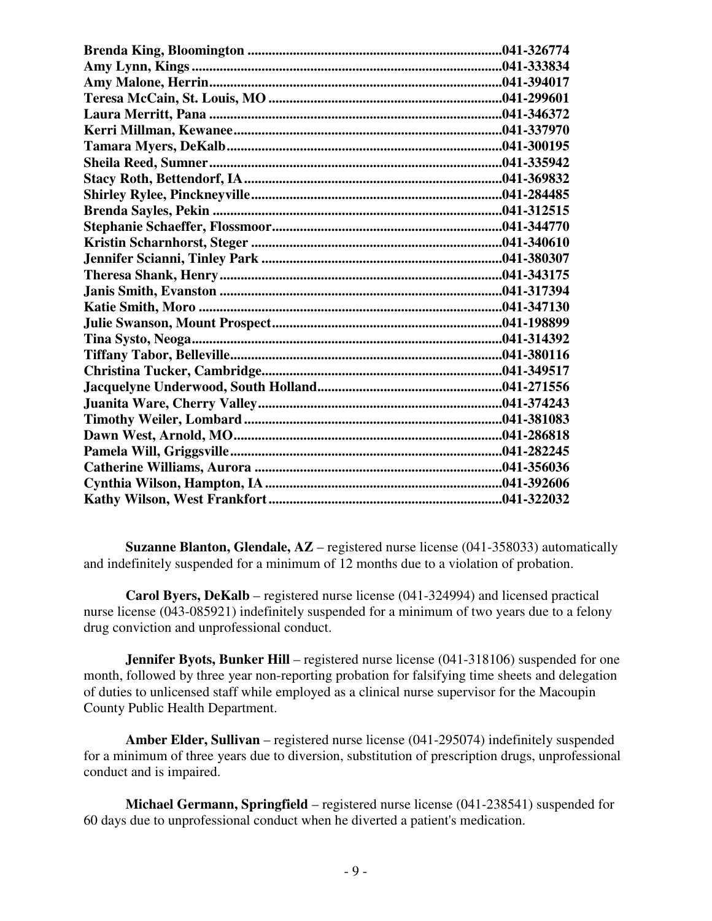**Brenda King, Bloomington ........................................................................041-326774**
**Amy Lynn, Kings .........................................................................................041-333834**
**Amy Malone, Herrin....................................................................................041-394017**
**Teresa McCain, St. Louis, MO ...................................................................041-299601**
**Laura Merritt, Pana ....................................................................................041-346372**
**Kerri Millman, Kewanee.............................................................................041-337970**
**Tamara Myers, DeKalb...............................................................................041-300195**
**Sheila Reed, Sumner...................................................................................041-335942**
**Stacy Roth, Bettendorf, IA..........................................................................041-369832**
**Shirley Rylee, Pinckneyville........................................................................041-284485**
**Brenda Sayles, Pekin ..................................................................................041-312515**
**Stephanie Schaeffer, Flossmoor..................................................................041-344770**
**Kristin Scharnhorst, Steger ........................................................................041-340610**
**Jennifer Scianni, Tinley Park .....................................................................041-380307**
**Theresa Shank, Henry.................................................................................041-343175**
**Janis Smith, Evanston ................................................................................041-317394**
**Katie Smith, Moro .......................................................................................041-347130**
**Julie Swanson, Mount Prospect..................................................................041-198899**
**Tina Systo, Neoga.........................................................................................041-314392**
**Tiffany Tabor, Belleville..............................................................................041-380116**
**Christina Tucker, Cambridge.....................................................................041-349517**
**Jacquelyne Underwood, South Holland....................................................041-271556**
**Juanita Ware, Cherry Valley......................................................................041-374243**
**Timothy Weiler, Lombard..........................................................................041-381083**
**Dawn West, Arnold, MO.............................................................................041-286818**
**Pamela Will, Griggsville..............................................................................041-282245**
**Catherine Williams, Aurora .......................................................................041-356036**
**Cynthia Wilson, Hampton, IA ...................................................................041-392606**
**Kathy Wilson, West Frankfort..................................................................041-322032**

**Suzanne Blanton, Glendale, AZ** – registered nurse license (041-358033) automatically and indefinitely suspended for a minimum of 12 months due to a violation of probation.

**Carol Byers, DeKalb** – registered nurse license (041-324994) and licensed practical nurse license (043-085921) indefinitely suspended for a minimum of two years due to a felony drug conviction and unprofessional conduct.

**Jennifer Byots, Bunker Hill** – registered nurse license (041-318106) suspended for one month, followed by three year non-reporting probation for falsifying time sheets and delegation of duties to unlicensed staff while employed as a clinical nurse supervisor for the Macoupin County Public Health Department.

**Amber Elder, Sullivan** – registered nurse license (041-295074) indefinitely suspended for a minimum of three years due to diversion, substitution of prescription drugs, unprofessional conduct and is impaired.

**Michael Germann, Springfield** – registered nurse license (041-238541) suspended for 60 days due to unprofessional conduct when he diverted a patient's medication.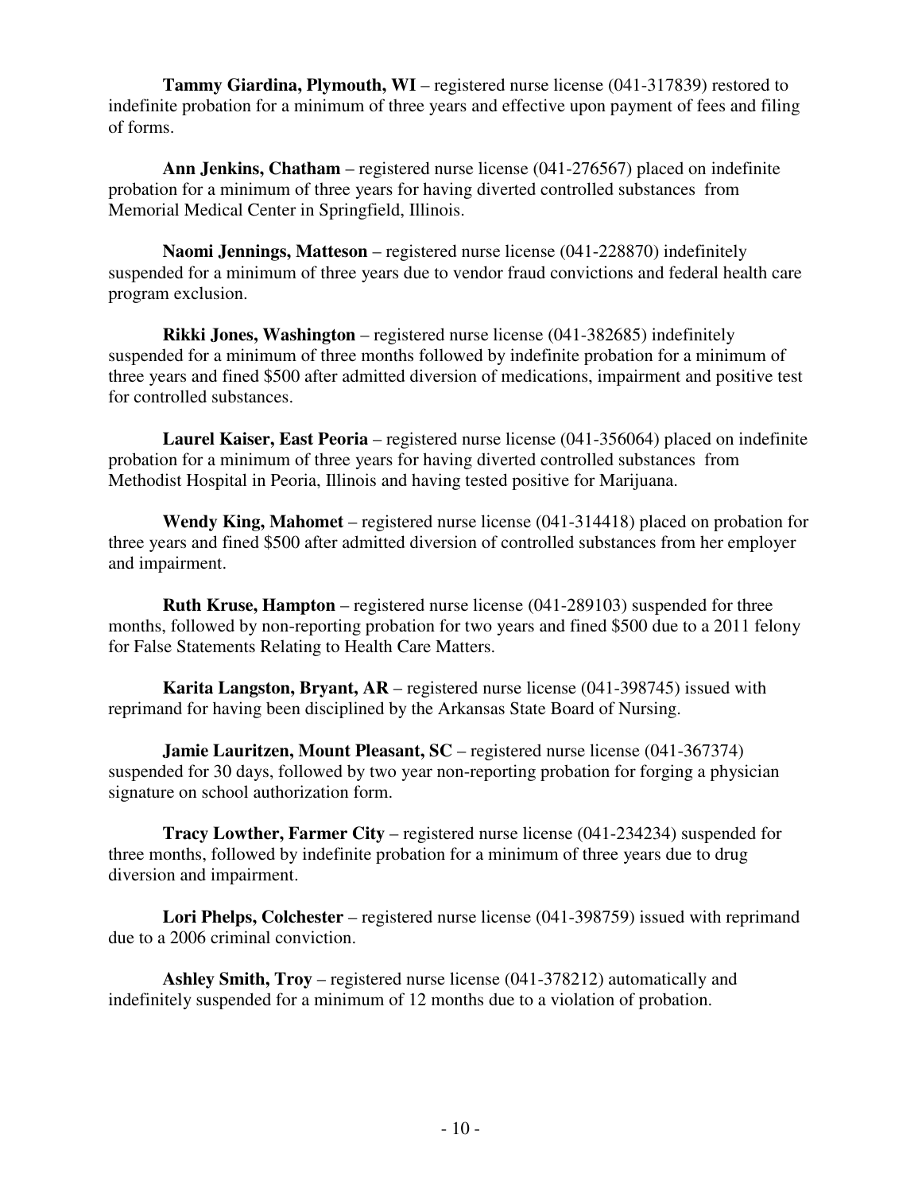**Tammy Giardina, Plymouth, WI** – registered nurse license (041-317839) restored to indefinite probation for a minimum of three years and effective upon payment of fees and filing of forms.

**Ann Jenkins, Chatham** – registered nurse license (041-276567) placed on indefinite probation for a minimum of three years for having diverted controlled substances from Memorial Medical Center in Springfield, Illinois.

**Naomi Jennings, Matteson** – registered nurse license (041-228870) indefinitely suspended for a minimum of three years due to vendor fraud convictions and federal health care program exclusion.

**Rikki Jones, Washington** – registered nurse license (041-382685) indefinitely suspended for a minimum of three months followed by indefinite probation for a minimum of three years and fined $500 after admitted diversion of medications, impairment and positive test for controlled substances.

**Laurel Kaiser, East Peoria** – registered nurse license (041-356064) placed on indefinite probation for a minimum of three years for having diverted controlled substances from Methodist Hospital in Peoria, Illinois and having tested positive for Marijuana.

**Wendy King, Mahomet** – registered nurse license (041-314418) placed on probation for three years and fined $500 after admitted diversion of controlled substances from her employer and impairment.

**Ruth Kruse, Hampton** – registered nurse license (041-289103) suspended for three months, followed by non-reporting probation for two years and fined $500 due to a 2011 felony for False Statements Relating to Health Care Matters.

**Karita Langston, Bryant, AR** – registered nurse license (041-398745) issued with reprimand for having been disciplined by the Arkansas State Board of Nursing.

**Jamie Lauritzen, Mount Pleasant, SC** – registered nurse license (041-367374) suspended for 30 days, followed by two year non-reporting probation for forging a physician signature on school authorization form.

**Tracy Lowther, Farmer City** – registered nurse license (041-234234) suspended for three months, followed by indefinite probation for a minimum of three years due to drug diversion and impairment.

**Lori Phelps, Colchester** – registered nurse license (041-398759) issued with reprimand due to a 2006 criminal conviction.

**Ashley Smith, Troy** – registered nurse license (041-378212) automatically and indefinitely suspended for a minimum of 12 months due to a violation of probation.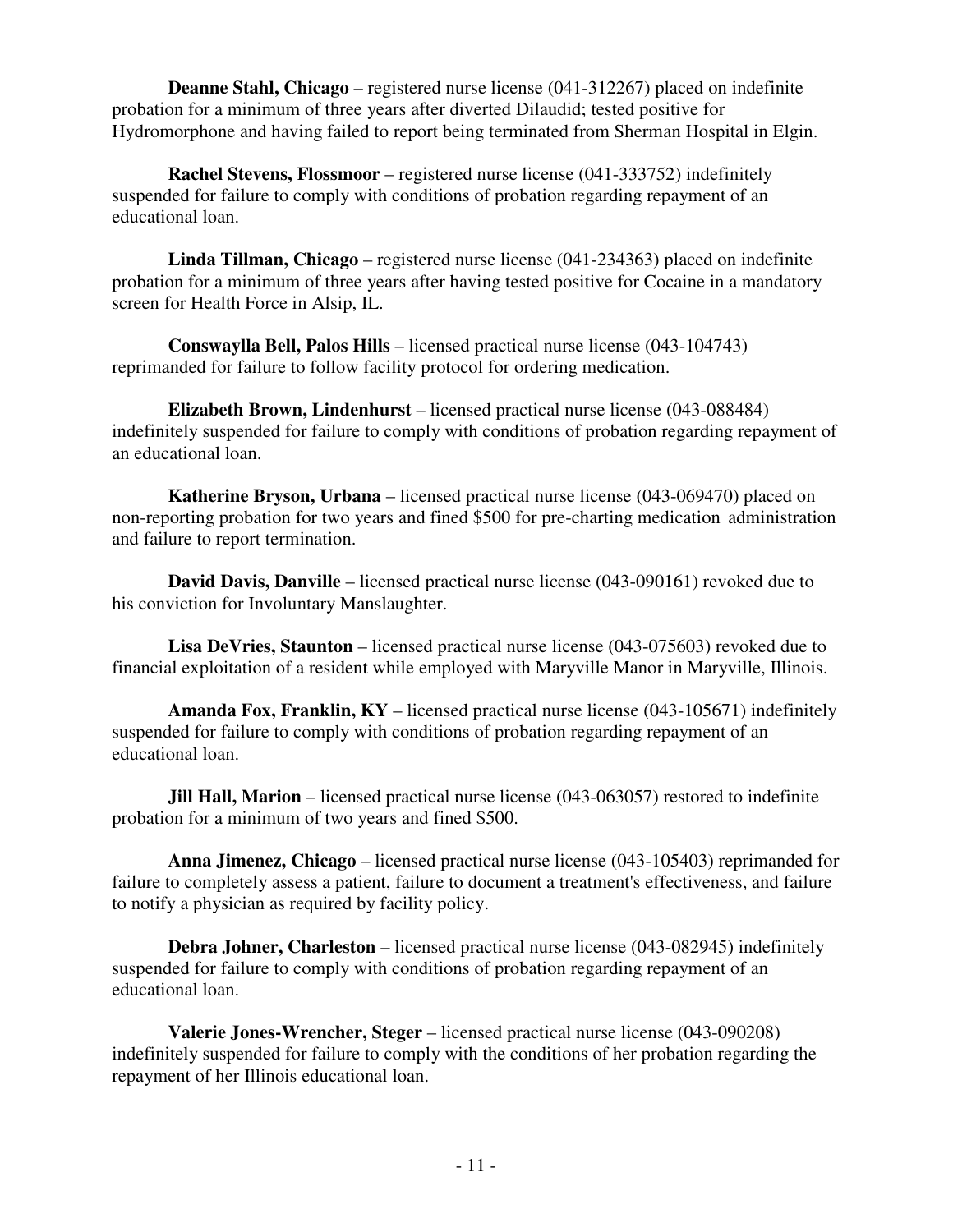**Deanne Stahl, Chicago** – registered nurse license (041-312267) placed on indefinite probation for a minimum of three years after diverted Dilaudid; tested positive for Hydromorphone and having failed to report being terminated from Sherman Hospital in Elgin.

**Rachel Stevens, Flossmoor** – registered nurse license (041-333752) indefinitely suspended for failure to comply with conditions of probation regarding repayment of an educational loan.

**Linda Tillman, Chicago** – registered nurse license (041-234363) placed on indefinite probation for a minimum of three years after having tested positive for Cocaine in a mandatory screen for Health Force in Alsip, IL.

**Conswaylla Bell, Palos Hills** – licensed practical nurse license (043-104743) reprimanded for failure to follow facility protocol for ordering medication.

**Elizabeth Brown, Lindenhurst** – licensed practical nurse license (043-088484) indefinitely suspended for failure to comply with conditions of probation regarding repayment of an educational loan.

**Katherine Bryson, Urbana** – licensed practical nurse license (043-069470) placed on non-reporting probation for two years and fined $500 for pre-charting medication administration and failure to report termination.

**David Davis, Danville** – licensed practical nurse license (043-090161) revoked due to his conviction for Involuntary Manslaughter.

**Lisa DeVries, Staunton** – licensed practical nurse license (043-075603) revoked due to financial exploitation of a resident while employed with Maryville Manor in Maryville, Illinois.

**Amanda Fox, Franklin, KY** – licensed practical nurse license (043-105671) indefinitely suspended for failure to comply with conditions of probation regarding repayment of an educational loan.

**Jill Hall, Marion** – licensed practical nurse license (043-063057) restored to indefinite probation for a minimum of two years and fined $500.

**Anna Jimenez, Chicago** – licensed practical nurse license (043-105403) reprimanded for failure to completely assess a patient, failure to document a treatment's effectiveness, and failure to notify a physician as required by facility policy.

**Debra Johner, Charleston** – licensed practical nurse license (043-082945) indefinitely suspended for failure to comply with conditions of probation regarding repayment of an educational loan.

**Valerie Jones-Wrencher, Steger** – licensed practical nurse license (043-090208) indefinitely suspended for failure to comply with the conditions of her probation regarding the repayment of her Illinois educational loan.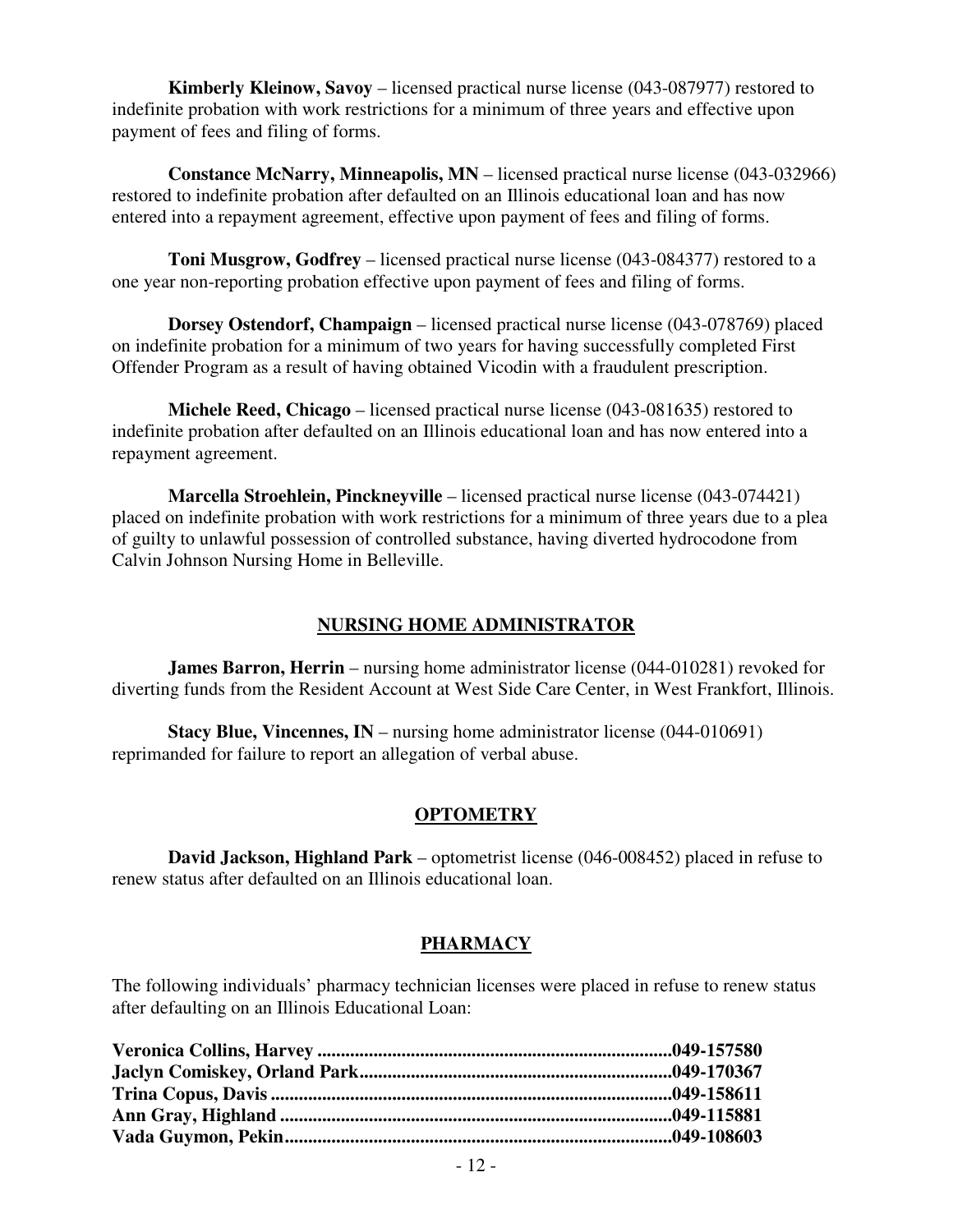**Kimberly Kleinow, Savoy** – licensed practical nurse license (043-087977) restored to indefinite probation with work restrictions for a minimum of three years and effective upon payment of fees and filing of forms.

**Constance McNarry, Minneapolis, MN** – licensed practical nurse license (043-032966) restored to indefinite probation after defaulted on an Illinois educational loan and has now entered into a repayment agreement, effective upon payment of fees and filing of forms.

**Toni Musgrow, Godfrey** – licensed practical nurse license (043-084377) restored to a one year non-reporting probation effective upon payment of fees and filing of forms.

**Dorsey Ostendorf, Champaign** – licensed practical nurse license (043-078769) placed on indefinite probation for a minimum of two years for having successfully completed First Offender Program as a result of having obtained Vicodin with a fraudulent prescription.

**Michele Reed, Chicago** – licensed practical nurse license (043-081635) restored to indefinite probation after defaulted on an Illinois educational loan and has now entered into a repayment agreement.

**Marcella Stroehlein, Pinckneyville** – licensed practical nurse license (043-074421) placed on indefinite probation with work restrictions for a minimum of three years due to a plea of guilty to unlawful possession of controlled substance, having diverted hydrocodone from Calvin Johnson Nursing Home in Belleville.

## NURSING HOME ADMINISTRATOR

**James Barron, Herrin** – nursing home administrator license (044-010281) revoked for diverting funds from the Resident Account at West Side Care Center, in West Frankfort, Illinois.

**Stacy Blue, Vincennes, IN** – nursing home administrator license (044-010691) reprimanded for failure to report an allegation of verbal abuse.

## OPTOMETRY

**David Jackson, Highland Park** – optometrist license (046-008452) placed in refuse to renew status after defaulted on an Illinois educational loan.

## PHARMACY

The following individuals' pharmacy technician licenses were placed in refuse to renew status after defaulting on an Illinois Educational Loan:

**Veronica Collins, Harvey ............................................................................049-157580**
**Jaclyn Comiskey, Orland Park..................................................................049-170367**
**Trina Copus, Davis .....................................................................................049-158611**
**Ann Gray, Highland ...................................................................................049-115881**
**Vada Guymon, Pekin..................................................................................049-108603**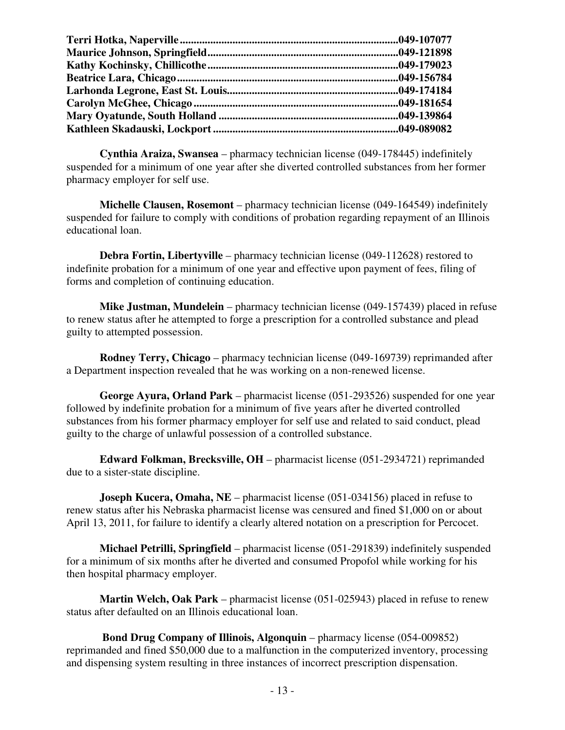**Terri Hotka, Naperville**..............................................................................**049-107077**
**Maurice Johnson, Springfield**......................................................................**049-121898**
**Kathy Kochinsky, Chillicothe**......................................................................**049-179023**
**Beatrice Lara, Chicago**...............................................................................**049-156784**
**Larhonda Legrone, East St. Louis**...............................................................**049-174184**
**Carolyn McGhee, Chicago**..........................................................................**049-181654**
**Mary Oyatunde, South Holland**..................................................................**049-139864**
**Kathleen Skadauski, Lockport**....................................................................**049-089082**

**Cynthia Araiza, Swansea** – pharmacy technician license (049-178445) indefinitely suspended for a minimum of one year after she diverted controlled substances from her former pharmacy employer for self use.

**Michelle Clausen, Rosemont** – pharmacy technician license (049-164549) indefinitely suspended for failure to comply with conditions of probation regarding repayment of an Illinois educational loan.

**Debra Fortin, Libertyville** – pharmacy technician license (049-112628) restored to indefinite probation for a minimum of one year and effective upon payment of fees, filing of forms and completion of continuing education.

**Mike Justman, Mundelein** – pharmacy technician license (049-157439) placed in refuse to renew status after he attempted to forge a prescription for a controlled substance and plead guilty to attempted possession.

**Rodney Terry, Chicago** – pharmacy technician license (049-169739) reprimanded after a Department inspection revealed that he was working on a non-renewed license.

**George Ayura, Orland Park** – pharmacist license (051-293526) suspended for one year followed by indefinite probation for a minimum of five years after he diverted controlled substances from his former pharmacy employer for self use and related to said conduct, plead guilty to the charge of unlawful possession of a controlled substance.

**Edward Folkman, Brecksville, OH** – pharmacist license (051-2934721) reprimanded due to a sister-state discipline.

**Joseph Kucera, Omaha, NE** – pharmacist license (051-034156) placed in refuse to renew status after his Nebraska pharmacist license was censured and fined $1,000 on or about April 13, 2011, for failure to identify a clearly altered notation on a prescription for Percocet.

**Michael Petrilli, Springfield** – pharmacist license (051-291839) indefinitely suspended for a minimum of six months after he diverted and consumed Propofol while working for his then hospital pharmacy employer.

**Martin Welch, Oak Park** – pharmacist license (051-025943) placed in refuse to renew status after defaulted on an Illinois educational loan.

**Bond Drug Company of Illinois, Algonquin** – pharmacy license (054-009852) reprimanded and fined $50,000 due to a malfunction in the computerized inventory, processing and dispensing system resulting in three instances of incorrect prescription dispensation.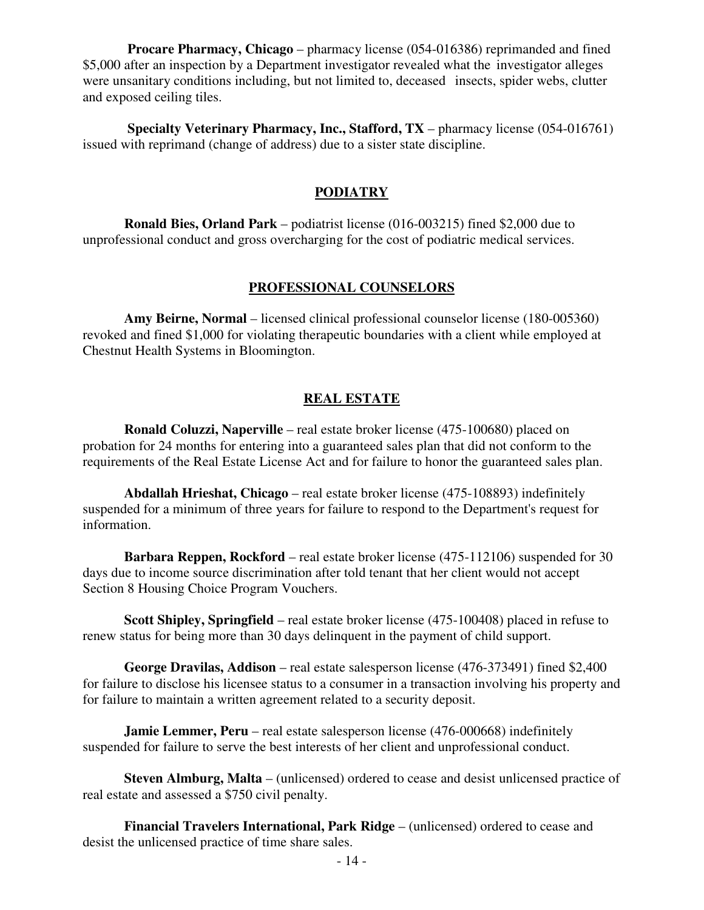**Procare Pharmacy, Chicago** – pharmacy license (054-016386) reprimanded and fined $5,000 after an inspection by a Department investigator revealed what the investigator alleges were unsanitary conditions including, but not limited to, deceased insects, spider webs, clutter and exposed ceiling tiles.

**Specialty Veterinary Pharmacy, Inc., Stafford, TX** – pharmacy license (054-016761) issued with reprimand (change of address) due to a sister state discipline.

## PODIATRY

**Ronald Bies, Orland Park** – podiatrist license (016-003215) fined $2,000 due to unprofessional conduct and gross overcharging for the cost of podiatric medical services.

## PROFESSIONAL COUNSELORS

**Amy Beirne, Normal** – licensed clinical professional counselor license (180-005360) revoked and fined $1,000 for violating therapeutic boundaries with a client while employed at Chestnut Health Systems in Bloomington.

## REAL ESTATE

**Ronald Coluzzi, Naperville** – real estate broker license (475-100680) placed on probation for 24 months for entering into a guaranteed sales plan that did not conform to the requirements of the Real Estate License Act and for failure to honor the guaranteed sales plan.

**Abdallah Hrieshat, Chicago** – real estate broker license (475-108893) indefinitely suspended for a minimum of three years for failure to respond to the Department's request for information.

**Barbara Reppen, Rockford** – real estate broker license (475-112106) suspended for 30 days due to income source discrimination after told tenant that her client would not accept Section 8 Housing Choice Program Vouchers.

**Scott Shipley, Springfield** – real estate broker license (475-100408) placed in refuse to renew status for being more than 30 days delinquent in the payment of child support.

**George Dravilas, Addison** – real estate salesperson license (476-373491) fined $2,400 for failure to disclose his licensee status to a consumer in a transaction involving his property and for failure to maintain a written agreement related to a security deposit.

**Jamie Lemmer, Peru** – real estate salesperson license (476-000668) indefinitely suspended for failure to serve the best interests of her client and unprofessional conduct.

**Steven Almburg, Malta** – (unlicensed) ordered to cease and desist unlicensed practice of real estate and assessed a $750 civil penalty.

**Financial Travelers International, Park Ridge** – (unlicensed) ordered to cease and desist the unlicensed practice of time share sales.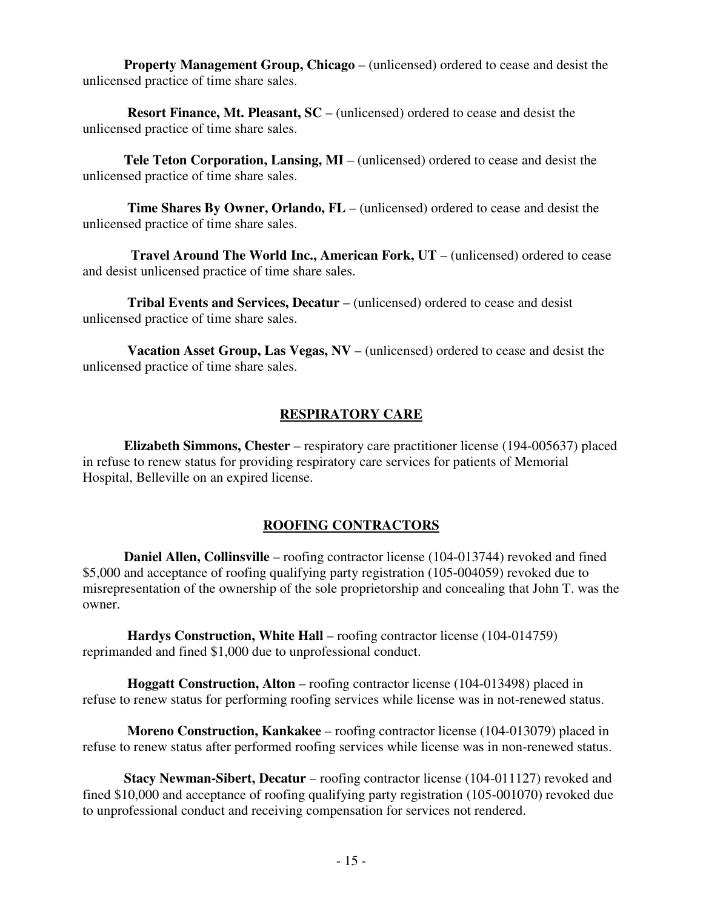**Property Management Group, Chicago** – (unlicensed) ordered to cease and desist the unlicensed practice of time share sales.

**Resort Finance, Mt. Pleasant, SC** – (unlicensed) ordered to cease and desist the unlicensed practice of time share sales.

**Tele Teton Corporation, Lansing, MI** – (unlicensed) ordered to cease and desist the unlicensed practice of time share sales.

**Time Shares By Owner, Orlando, FL** – (unlicensed) ordered to cease and desist the unlicensed practice of time share sales.

**Travel Around The World Inc., American Fork, UT** – (unlicensed) ordered to cease and desist unlicensed practice of time share sales.

**Tribal Events and Services, Decatur** – (unlicensed) ordered to cease and desist unlicensed practice of time share sales.

**Vacation Asset Group, Las Vegas, NV** – (unlicensed) ordered to cease and desist the unlicensed practice of time share sales.

## RESPIRATORY CARE

**Elizabeth Simmons, Chester** – respiratory care practitioner license (194-005637) placed in refuse to renew status for providing respiratory care services for patients of Memorial Hospital, Belleville on an expired license.

## ROOFING CONTRACTORS

**Daniel Allen, Collinsville** – roofing contractor license (104-013744) revoked and fined $5,000 and acceptance of roofing qualifying party registration (105-004059) revoked due to misrepresentation of the ownership of the sole proprietorship and concealing that John T. was the owner.

**Hardys Construction, White Hall** – roofing contractor license (104-014759) reprimanded and fined $1,000 due to unprofessional conduct.

**Hoggatt Construction, Alton** – roofing contractor license (104-013498) placed in refuse to renew status for performing roofing services while license was in not-renewed status.

**Moreno Construction, Kankakee** – roofing contractor license (104-013079) placed in refuse to renew status after performed roofing services while license was in non-renewed status.

**Stacy Newman-Sibert, Decatur** – roofing contractor license (104-011127) revoked and fined $10,000 and acceptance of roofing qualifying party registration (105-001070) revoked due to unprofessional conduct and receiving compensation for services not rendered.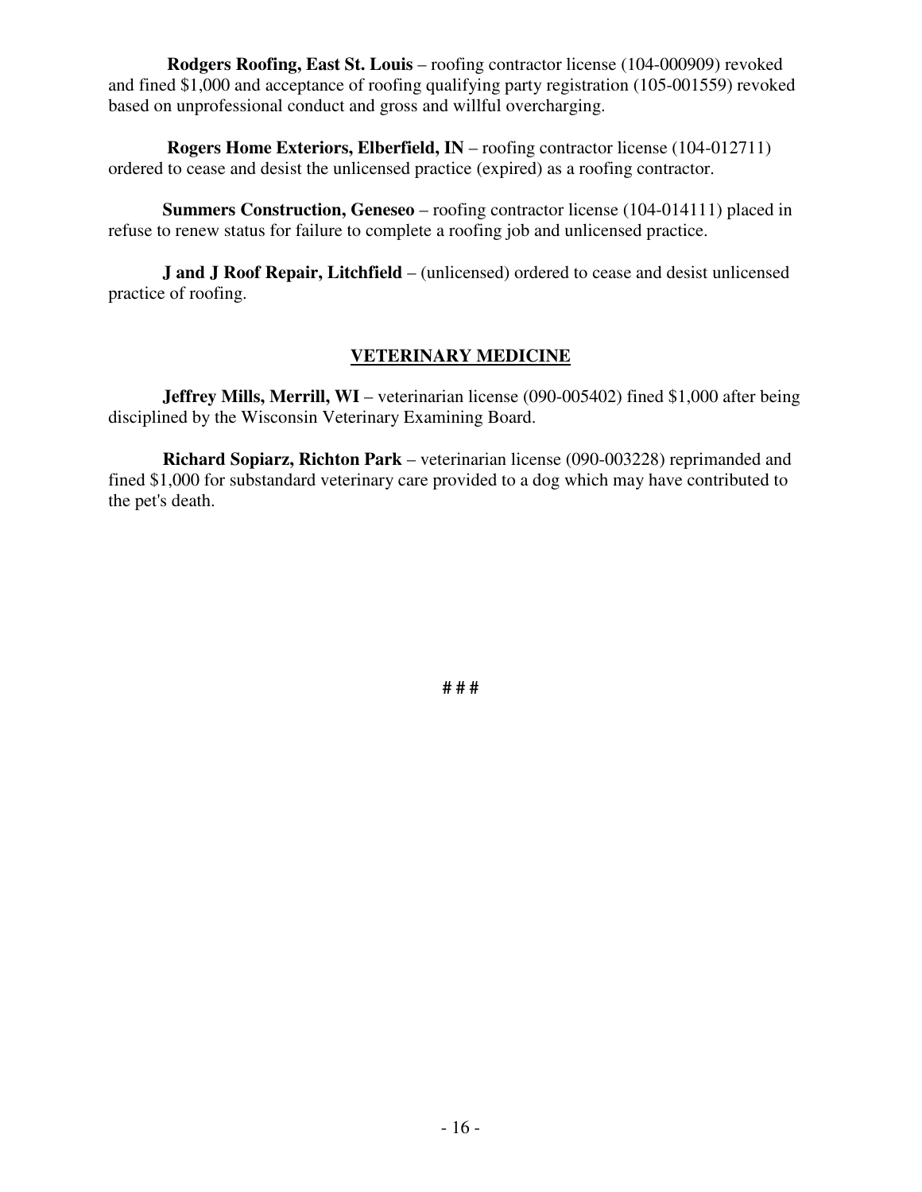**Rodgers Roofing, East St. Louis** – roofing contractor license (104-000909) revoked and fined $1,000 and acceptance of roofing qualifying party registration (105-001559) revoked based on unprofessional conduct and gross and willful overcharging.

**Rogers Home Exteriors, Elberfield, IN** – roofing contractor license (104-012711) ordered to cease and desist the unlicensed practice (expired) as a roofing contractor.

**Summers Construction, Geneseo** – roofing contractor license (104-014111) placed in refuse to renew status for failure to complete a roofing job and unlicensed practice.

**J and J Roof Repair, Litchfield** – (unlicensed) ordered to cease and desist unlicensed practice of roofing.

## VETERINARY MEDICINE

**Jeffrey Mills, Merrill, WI** – veterinarian license (090-005402) fined $1,000 after being disciplined by the Wisconsin Veterinary Examining Board.

**Richard Sopiarz, Richton Park** – veterinarian license (090-003228) reprimanded and fined $1,000 for substandard veterinary care provided to a dog which may have contributed to the pet's death.

# # #